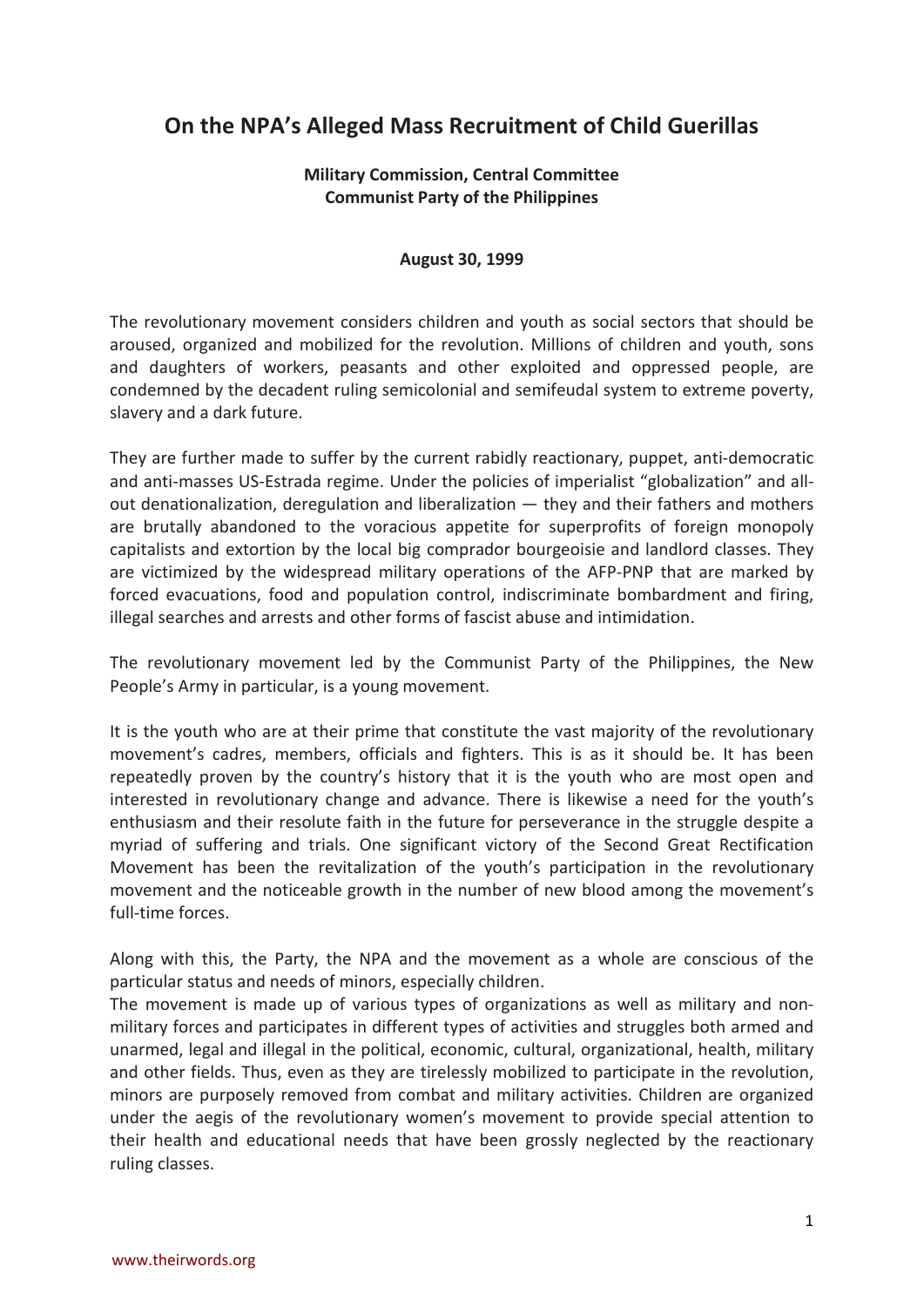# On the NPA's Alleged Mass Recruitment of Child Guerillas

**Military Commission, Central Committee**
**Communist Party of the Philippines**

**August 30, 1999**

The revolutionary movement considers children and youth as social sectors that should be aroused, organized and mobilized for the revolution. Millions of children and youth, sons and daughters of workers, peasants and other exploited and oppressed people, are condemned by the decadent ruling semicolonial and semifeudal system to extreme poverty, slavery and a dark future.

They are further made to suffer by the current rabidly reactionary, puppet, anti-democratic and anti-masses US-Estrada regime. Under the policies of imperialist "globalization" and all-out denationalization, deregulation and liberalization — they and their fathers and mothers are brutally abandoned to the voracious appetite for superprofits of foreign monopoly capitalists and extortion by the local big comprador bourgeoisie and landlord classes. They are victimized by the widespread military operations of the AFP-PNP that are marked by forced evacuations, food and population control, indiscriminate bombardment and firing, illegal searches and arrests and other forms of fascist abuse and intimidation.

The revolutionary movement led by the Communist Party of the Philippines, the New People's Army in particular, is a young movement.

It is the youth who are at their prime that constitute the vast majority of the revolutionary movement's cadres, members, officials and fighters. This is as it should be. It has been repeatedly proven by the country's history that it is the youth who are most open and interested in revolutionary change and advance. There is likewise a need for the youth's enthusiasm and their resolute faith in the future for perseverance in the struggle despite a myriad of suffering and trials. One significant victory of the Second Great Rectification Movement has been the revitalization of the youth's participation in the revolutionary movement and the noticeable growth in the number of new blood among the movement's full-time forces.

Along with this, the Party, the NPA and the movement as a whole are conscious of the particular status and needs of minors, especially children.

The movement is made up of various types of organizations as well as military and non-military forces and participates in different types of activities and struggles both armed and unarmed, legal and illegal in the political, economic, cultural, organizational, health, military and other fields. Thus, even as they are tirelessly mobilized to participate in the revolution, minors are purposely removed from combat and military activities. Children are organized under the aegis of the revolutionary women's movement to provide special attention to their health and educational needs that have been grossly neglected by the reactionary ruling classes.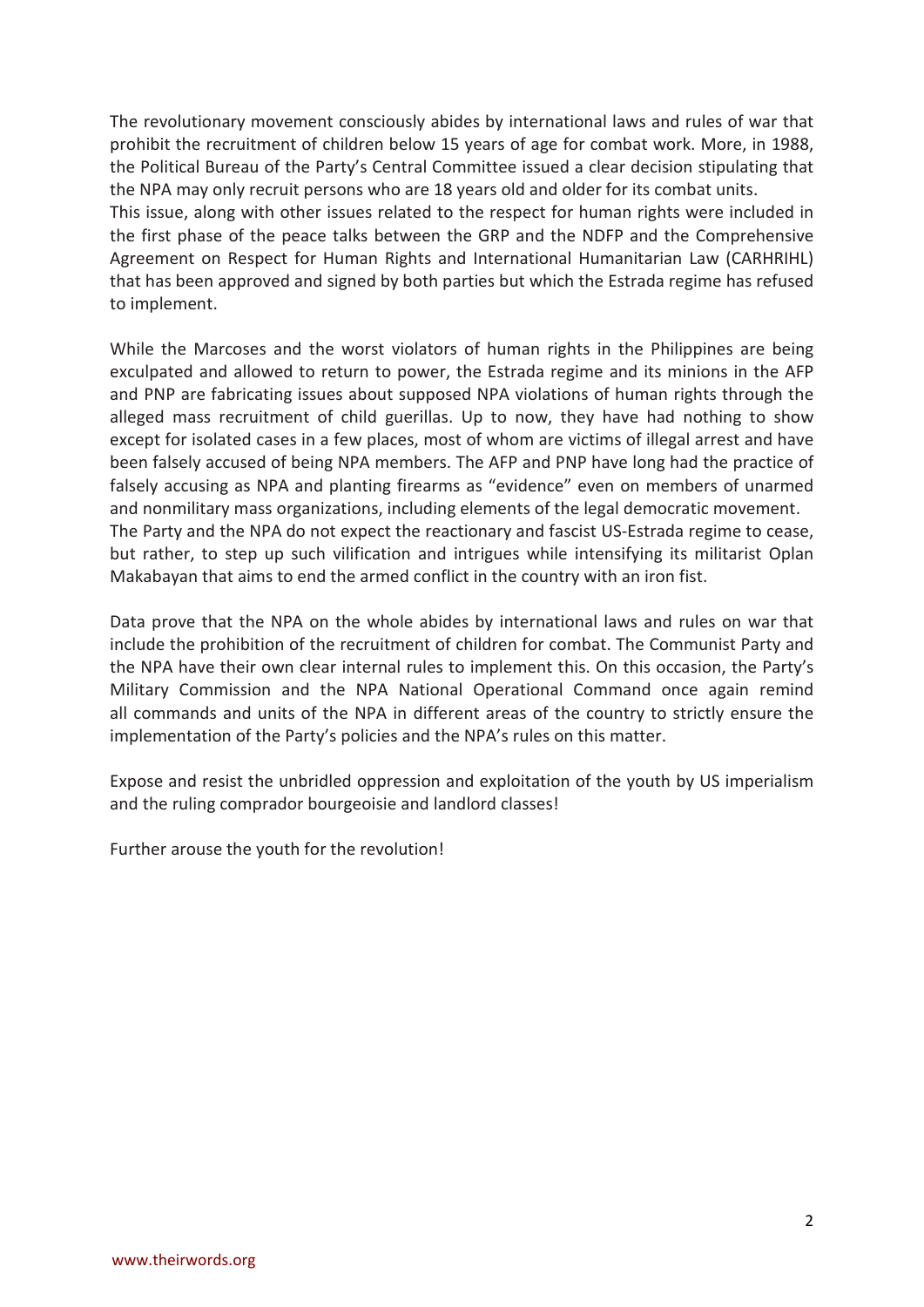The revolutionary movement consciously abides by international laws and rules of war that prohibit the recruitment of children below 15 years of age for combat work. More, in 1988, the Political Bureau of the Party's Central Committee issued a clear decision stipulating that the NPA may only recruit persons who are 18 years old and older for its combat units.

This issue, along with other issues related to the respect for human rights were included in the first phase of the peace talks between the GRP and the NDFP and the Comprehensive Agreement on Respect for Human Rights and International Humanitarian Law (CARHRIHL) that has been approved and signed by both parties but which the Estrada regime has refused to implement.

While the Marcoses and the worst violators of human rights in the Philippines are being exculpated and allowed to return to power, the Estrada regime and its minions in the AFP and PNP are fabricating issues about supposed NPA violations of human rights through the alleged mass recruitment of child guerillas. Up to now, they have had nothing to show except for isolated cases in a few places, most of whom are victims of illegal arrest and have been falsely accused of being NPA members. The AFP and PNP have long had the practice of falsely accusing as NPA and planting firearms as "evidence" even on members of unarmed and nonmilitary mass organizations, including elements of the legal democratic movement.

The Party and the NPA do not expect the reactionary and fascist US-Estrada regime to cease, but rather, to step up such vilification and intrigues while intensifying its militarist Oplan Makabayan that aims to end the armed conflict in the country with an iron fist.

Data prove that the NPA on the whole abides by international laws and rules on war that include the prohibition of the recruitment of children for combat. The Communist Party and the NPA have their own clear internal rules to implement this. On this occasion, the Party's Military Commission and the NPA National Operational Command once again remind all commands and units of the NPA in different areas of the country to strictly ensure the implementation of the Party's policies and the NPA's rules on this matter.

Expose and resist the unbridled oppression and exploitation of the youth by US imperialism and the ruling comprador bourgeoisie and landlord classes!

Further arouse the youth for the revolution!